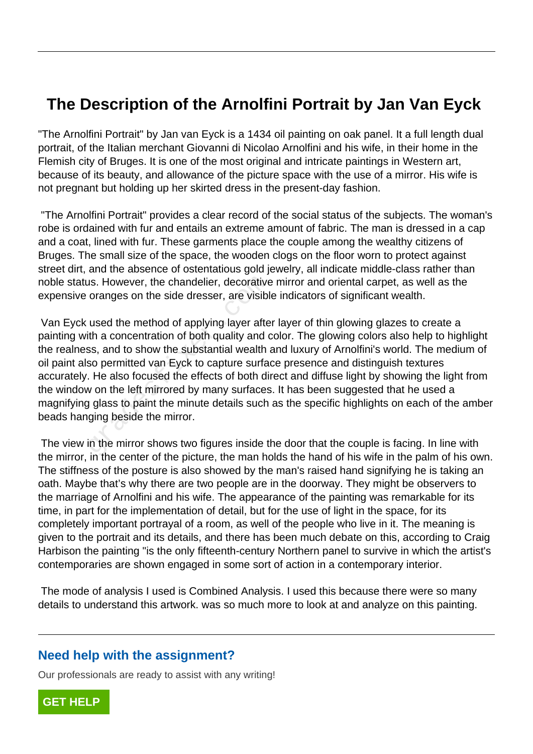# The Description of the Arnolfini Portrait by Jan Van Eyck

"The Arnolfini Portrait" by Jan van Eyck is a 1434 oil painting on oak panel. It a full length dual portrait, of the Italian merchant Giovanni di Nicolao Arnolfini and his wife, in their home in the Flemish city of Bruges. It is one of the most original and intricate paintings in Western art, because of its beauty, and allowance of the picture space with the use of a mirror. His wife is not pregnant but holding up her skirted dress in the present-day fashion.

"The Arnolfini Portrait" provides a clear record of the social status of the subjects. The woman's robe is ordained with fur and entails an extreme amount of fabric. The man is dressed in a cap and a coat, lined with fur. These garments place the couple among the wealthy citizens of Bruges. The small size of the space, the wooden clogs on the floor worn to protect against street dirt, and the absence of ostentatious gold jewelry, all indicate middle-class rather than noble status. However, the chandelier, decorative mirror and oriental carpet, as well as the expensive oranges on the side dresser, are visible indicators of significant wealth.

Van Eyck used the method of applying layer after layer of thin glowing glazes to create a painting with a concentration of both quality and color. The glowing colors also help to highlight the realness, and to show the substantial wealth and luxury of Arnolfini's world. The medium of oil paint also permitted van Eyck to capture surface presence and distinguish textures accurately. He also focused the effects of both direct and diffuse light by showing the light from the window on the left mirrored by many surfaces. It has been suggested that he used a magnifying glass to paint the minute details such as the specific highlights on each of the amber beads hanging beside the mirror.

The view in the mirror shows two figures inside the door that the couple is facing. In line with the mirror, in the center of the picture, the man holds the hand of his wife in the palm of his own. The stiffness of the posture is also showed by the man's raised hand signifying he is taking an oath. Maybe that's why there are two people are in the doorway. They might be observers to the marriage of Arnolfini and his wife. The appearance of the painting was remarkable for its time, in part for the implementation of detail, but for the use of light in the space, for its completely important portrayal of a room, as well of the people who live in it. The meaning is given to the portrait and its details, and there has been much debate on this, according to Craig Harbison the painting "is the only fifteenth-century Northern panel to survive in which the artist's contemporaries are shown engaged in some sort of action in a contemporary interior.

The mode of analysis I used is Combined Analysis. I used this because there were so many details to understand this artwork. was so much more to look at and analyze on this painting.

## Need help with the assignment?

Our professionals are ready to assist with any writing!

GET HELP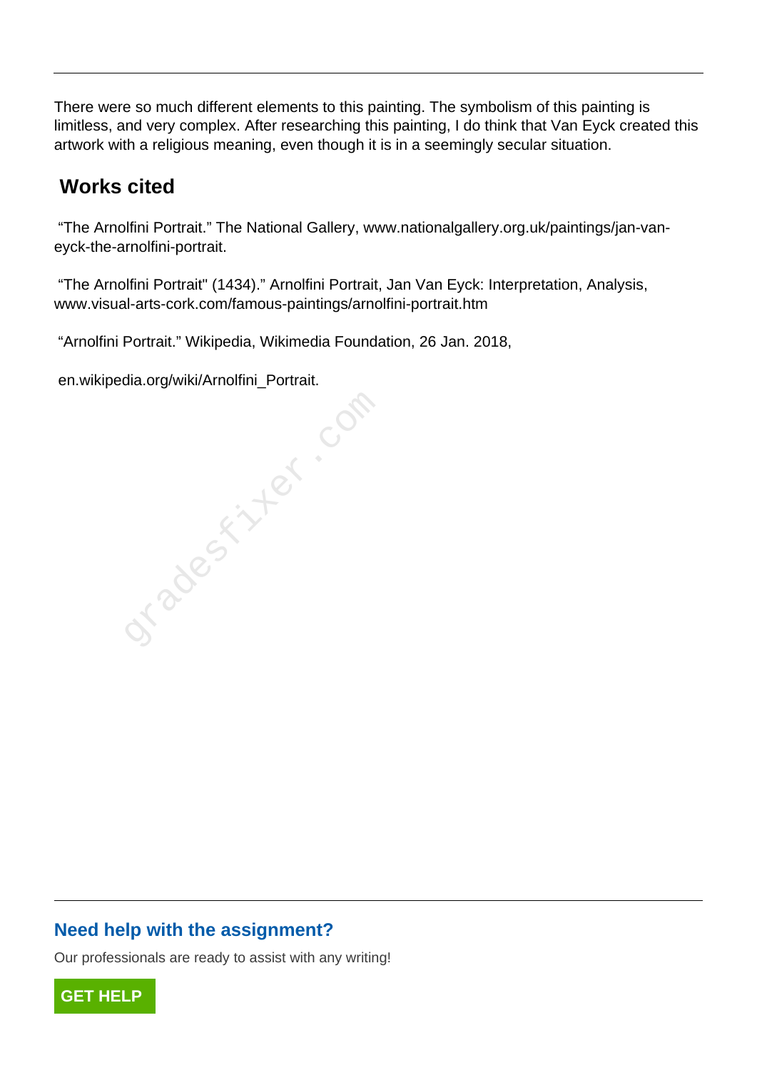There were so much different elements to this painting. The symbolism of this painting is limitless, and very complex. After researching this painting, I do think that Van Eyck created this artwork with a religious meaning, even though it is in a seemingly secular situation.

## Works cited

"The Arnolfini Portrait." The National Gallery, www.nationalgallery.org.uk/paintings/jan-van-eyck-the-arnolfini-portrait.

"The Arnolfini Portrait" (1434)." Arnolfini Portrait, Jan Van Eyck: Interpretation, Analysis, www.visual-arts-cork.com/famous-paintings/arnolfini-portrait.htm

"Arnolfini Portrait." Wikipedia, Wikimedia Foundation, 26 Jan. 2018,

en.wikipedia.org/wiki/Arnolfini_Portrait.

**Need help with the assignment?**

Our professionals are ready to assist with any writing!

GET HELP